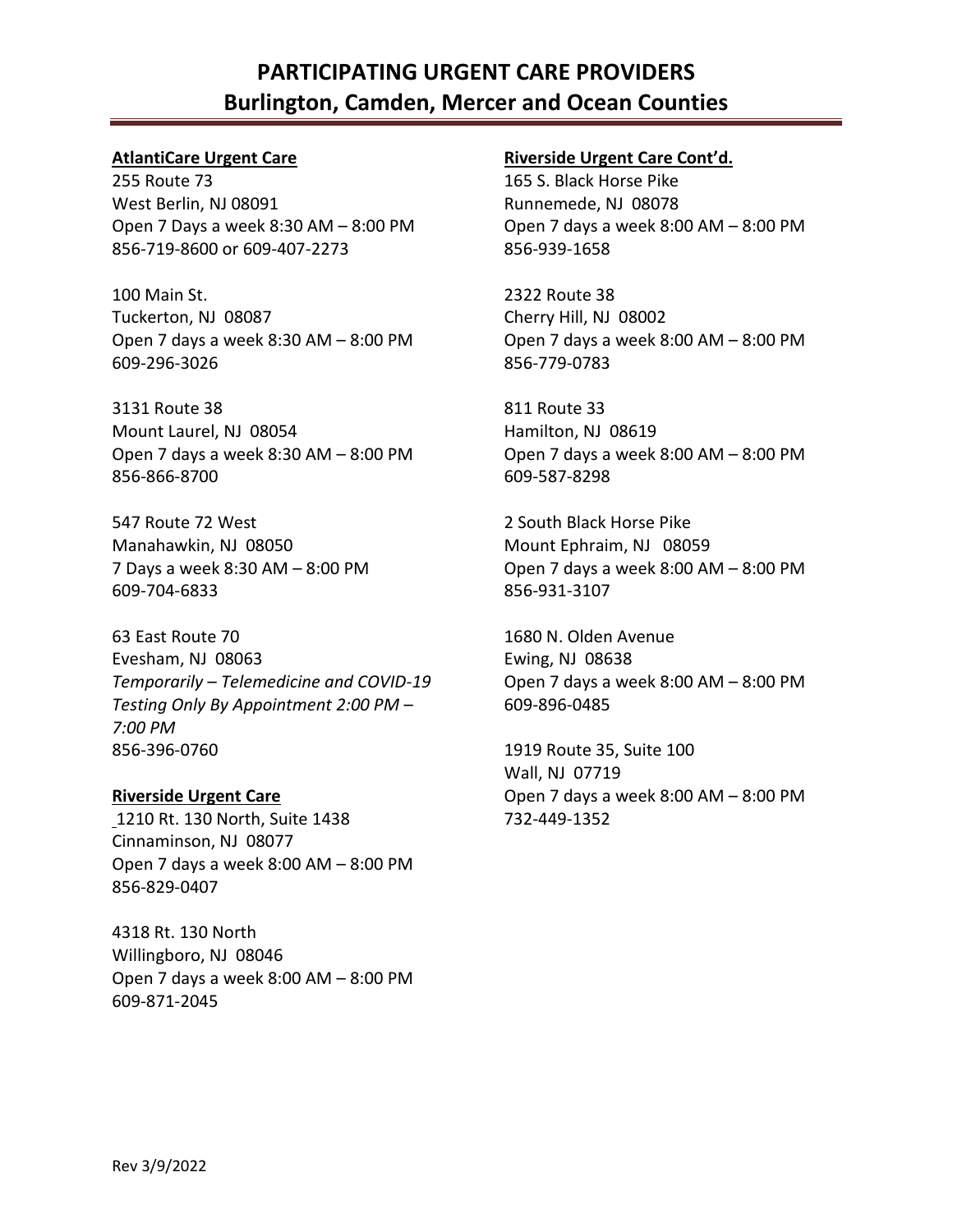# PARTICIPATING URGENT CARE PROVIDERS
## Burlington, Camden, Mercer and Ocean Counties

**AtlantiCare Urgent Care**

255 Route 73
West Berlin, NJ 08091
Open 7 Days a week 8:30 AM – 8:00 PM
856-719-8600 or 609-407-2273

100 Main St.
Tuckerton, NJ 08087
Open 7 days a week 8:30 AM – 8:00 PM
609-296-3026

3131 Route 38
Mount Laurel, NJ 08054
Open 7 days a week 8:30 AM – 8:00 PM
856-866-8700

547 Route 72 West
Manahawkin, NJ 08050
7 Days a week 8:30 AM – 8:00 PM
609-704-6833

63 East Route 70
Evesham, NJ 08063
*Temporarily – Telemedicine and COVID-19 Testing Only By Appointment 2:00 PM – 7:00 PM*
856-396-0760

**Riverside Urgent Care**

1210 Rt. 130 North, Suite 1438
Cinnaminson, NJ 08077
Open 7 days a week 8:00 AM – 8:00 PM
856-829-0407

4318 Rt. 130 North
Willingboro, NJ 08046
Open 7 days a week 8:00 AM – 8:00 PM
609-871-2045

**Riverside Urgent Care Cont'd.**

165 S. Black Horse Pike
Runnemede, NJ 08078
Open 7 days a week 8:00 AM – 8:00 PM
856-939-1658

2322 Route 38
Cherry Hill, NJ 08002
Open 7 days a week 8:00 AM – 8:00 PM
856-779-0783

811 Route 33
Hamilton, NJ 08619
Open 7 days a week 8:00 AM – 8:00 PM
609-587-8298

2 South Black Horse Pike
Mount Ephraim, NJ 08059
Open 7 days a week 8:00 AM – 8:00 PM
856-931-3107

1680 N. Olden Avenue
Ewing, NJ 08638
Open 7 days a week 8:00 AM – 8:00 PM
609-896-0485

1919 Route 35, Suite 100
Wall, NJ 07719
Open 7 days a week 8:00 AM – 8:00 PM
732-449-1352

Rev 3/9/2022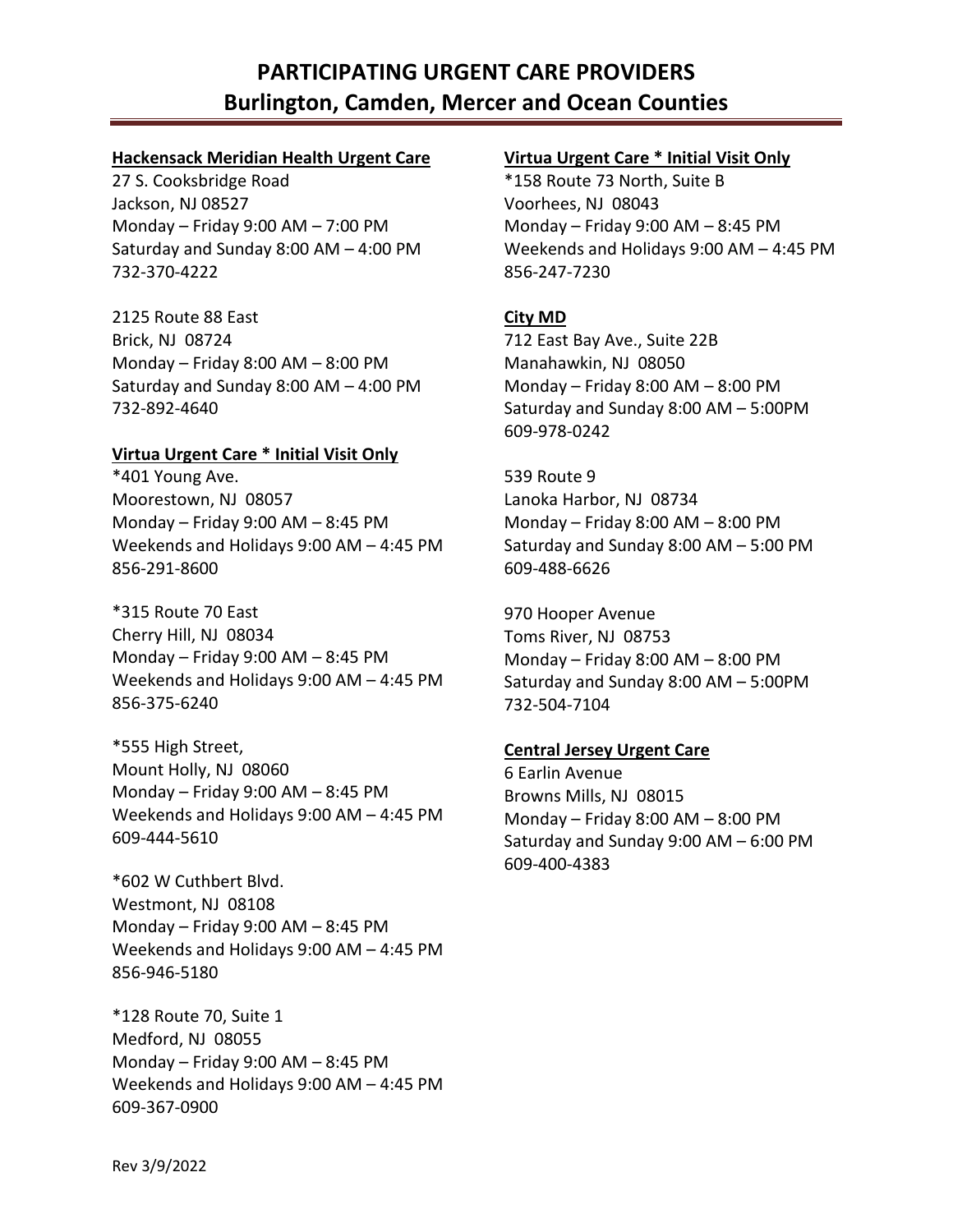# PARTICIPATING URGENT CARE PROVIDERS
## Burlington, Camden, Mercer and Ocean Counties

**Hackensack Meridian Health Urgent Care**

27 S. Cooksbridge Road
Jackson, NJ 08527
Monday – Friday 9:00 AM – 7:00 PM
Saturday and Sunday 8:00 AM – 4:00 PM
732-370-4222

2125 Route 88 East
Brick, NJ 08724
Monday – Friday 8:00 AM – 8:00 PM
Saturday and Sunday 8:00 AM – 4:00 PM
732-892-4640

**Virtua Urgent Care * Initial Visit Only**

*401 Young Ave.
Moorestown, NJ 08057
Monday – Friday 9:00 AM – 8:45 PM
Weekends and Holidays 9:00 AM – 4:45 PM
856-291-8600

*315 Route 70 East
Cherry Hill, NJ 08034
Monday – Friday 9:00 AM – 8:45 PM
Weekends and Holidays 9:00 AM – 4:45 PM
856-375-6240

*555 High Street,
Mount Holly, NJ 08060
Monday – Friday 9:00 AM – 8:45 PM
Weekends and Holidays 9:00 AM – 4:45 PM
609-444-5610

*602 W Cuthbert Blvd.
Westmont, NJ 08108
Monday – Friday 9:00 AM – 8:45 PM
Weekends and Holidays 9:00 AM – 4:45 PM
856-946-5180

*128 Route 70, Suite 1
Medford, NJ 08055
Monday – Friday 9:00 AM – 8:45 PM
Weekends and Holidays 9:00 AM – 4:45 PM
609-367-0900

**Virtua Urgent Care * Initial Visit Only**

*158 Route 73 North, Suite B
Voorhees, NJ 08043
Monday – Friday 9:00 AM – 8:45 PM
Weekends and Holidays 9:00 AM – 4:45 PM
856-247-7230

**City MD**

712 East Bay Ave., Suite 22B
Manahawkin, NJ 08050
Monday – Friday 8:00 AM – 8:00 PM
Saturday and Sunday 8:00 AM – 5:00PM
609-978-0242

539 Route 9
Lanoka Harbor, NJ 08734
Monday – Friday 8:00 AM – 8:00 PM
Saturday and Sunday 8:00 AM – 5:00 PM
609-488-6626

970 Hooper Avenue
Toms River, NJ 08753
Monday – Friday 8:00 AM – 8:00 PM
Saturday and Sunday 8:00 AM – 5:00PM
732-504-7104

**Central Jersey Urgent Care**

6 Earlin Avenue
Browns Mills, NJ 08015
Monday – Friday 8:00 AM – 8:00 PM
Saturday and Sunday 9:00 AM – 6:00 PM
609-400-4383

Rev 3/9/2022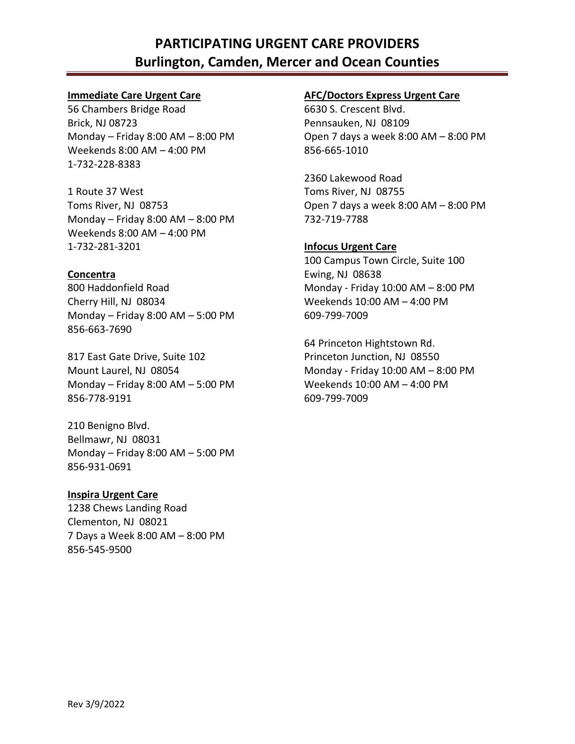# PARTICIPATING URGENT CARE PROVIDERS
## Burlington, Camden, Mercer and Ocean Counties

**Immediate Care Urgent Care**

56 Chambers Bridge Road
Brick, NJ 08723
Monday – Friday 8:00 AM – 8:00 PM
Weekends 8:00 AM – 4:00 PM
1-732-228-8383

1 Route 37 West
Toms River, NJ 08753
Monday – Friday 8:00 AM – 8:00 PM
Weekends 8:00 AM – 4:00 PM
1-732-281-3201

**Concentra**

800 Haddonfield Road
Cherry Hill, NJ 08034
Monday – Friday 8:00 AM – 5:00 PM
856-663-7690

817 East Gate Drive, Suite 102
Mount Laurel, NJ 08054
Monday – Friday 8:00 AM – 5:00 PM
856-778-9191

210 Benigno Blvd.
Bellmawr, NJ 08031
Monday – Friday 8:00 AM – 5:00 PM
856-931-0691

**Inspira Urgent Care**

1238 Chews Landing Road
Clementon, NJ 08021
7 Days a Week 8:00 AM – 8:00 PM
856-545-9500

**AFC/Doctors Express Urgent Care**

6630 S. Crescent Blvd.
Pennsauken, NJ 08109
Open 7 days a week 8:00 AM – 8:00 PM
856-665-1010

2360 Lakewood Road
Toms River, NJ 08755
Open 7 days a week 8:00 AM – 8:00 PM
732-719-7788

**Infocus Urgent Care**

100 Campus Town Circle, Suite 100
Ewing, NJ 08638
Monday - Friday 10:00 AM – 8:00 PM
Weekends 10:00 AM – 4:00 PM
609-799-7009

64 Princeton Hightstown Rd.
Princeton Junction, NJ 08550
Monday - Friday 10:00 AM – 8:00 PM
Weekends 10:00 AM – 4:00 PM
609-799-7009

Rev 3/9/2022